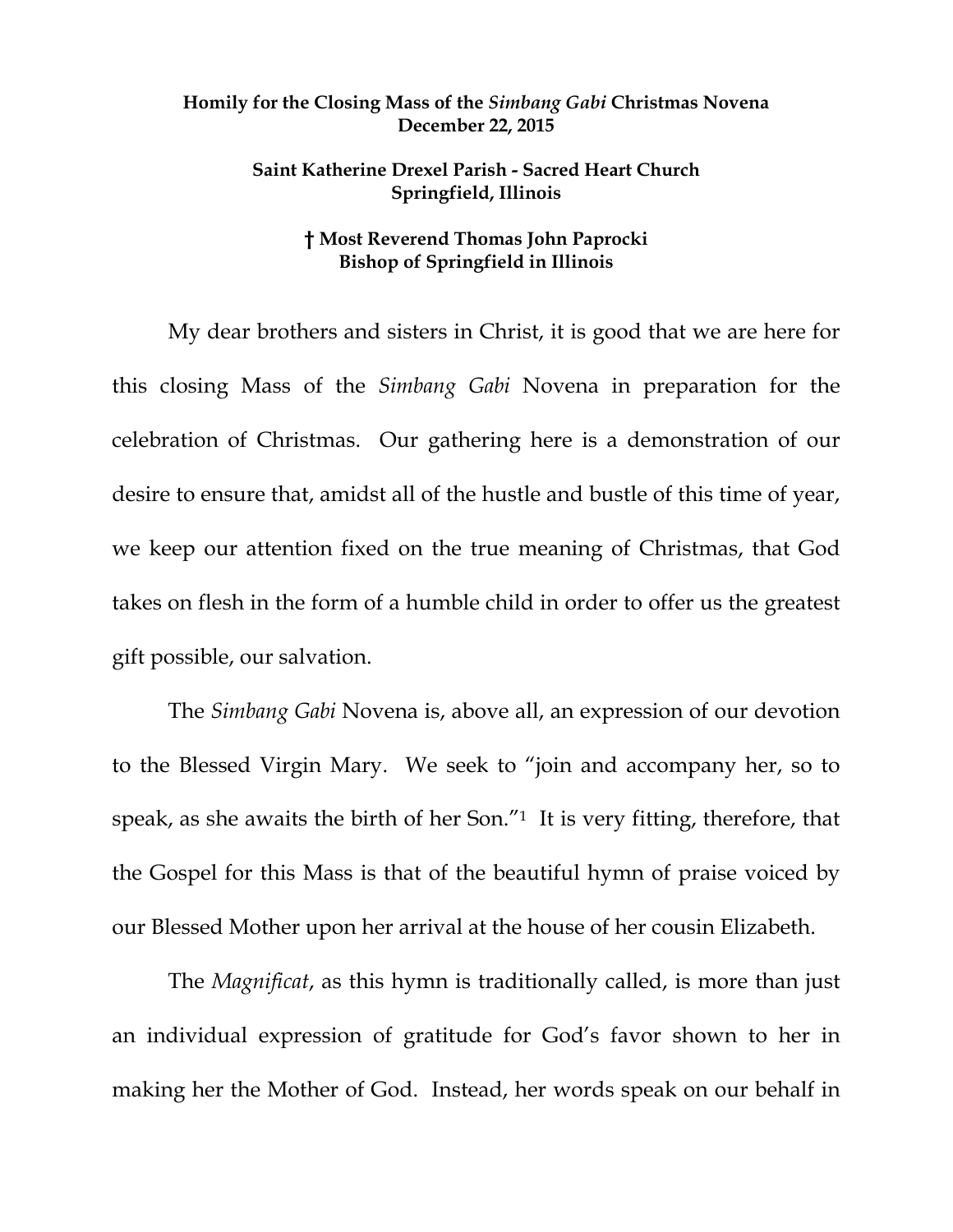**Homily for the Closing Mass of the *Simbang Gabi* Christmas Novena**
**December 22, 2015**

**Saint Katherine Drexel Parish - Sacred Heart Church**
**Springfield, Illinois**

**† Most Reverend Thomas John Paprocki**
**Bishop of Springfield in Illinois**

My dear brothers and sisters in Christ, it is good that we are here for this closing Mass of the *Simbang Gabi* Novena in preparation for the celebration of Christmas. Our gathering here is a demonstration of our desire to ensure that, amidst all of the hustle and bustle of this time of year, we keep our attention fixed on the true meaning of Christmas, that God takes on flesh in the form of a humble child in order to offer us the greatest gift possible, our salvation.

The *Simbang Gabi* Novena is, above all, an expression of our devotion to the Blessed Virgin Mary. We seek to "join and accompany her, so to speak, as she awaits the birth of her Son."[1] It is very fitting, therefore, that the Gospel for this Mass is that of the beautiful hymn of praise voiced by our Blessed Mother upon her arrival at the house of her cousin Elizabeth.

The *Magnificat*, as this hymn is traditionally called, is more than just an individual expression of gratitude for God's favor shown to her in making her the Mother of God. Instead, her words speak on our behalf in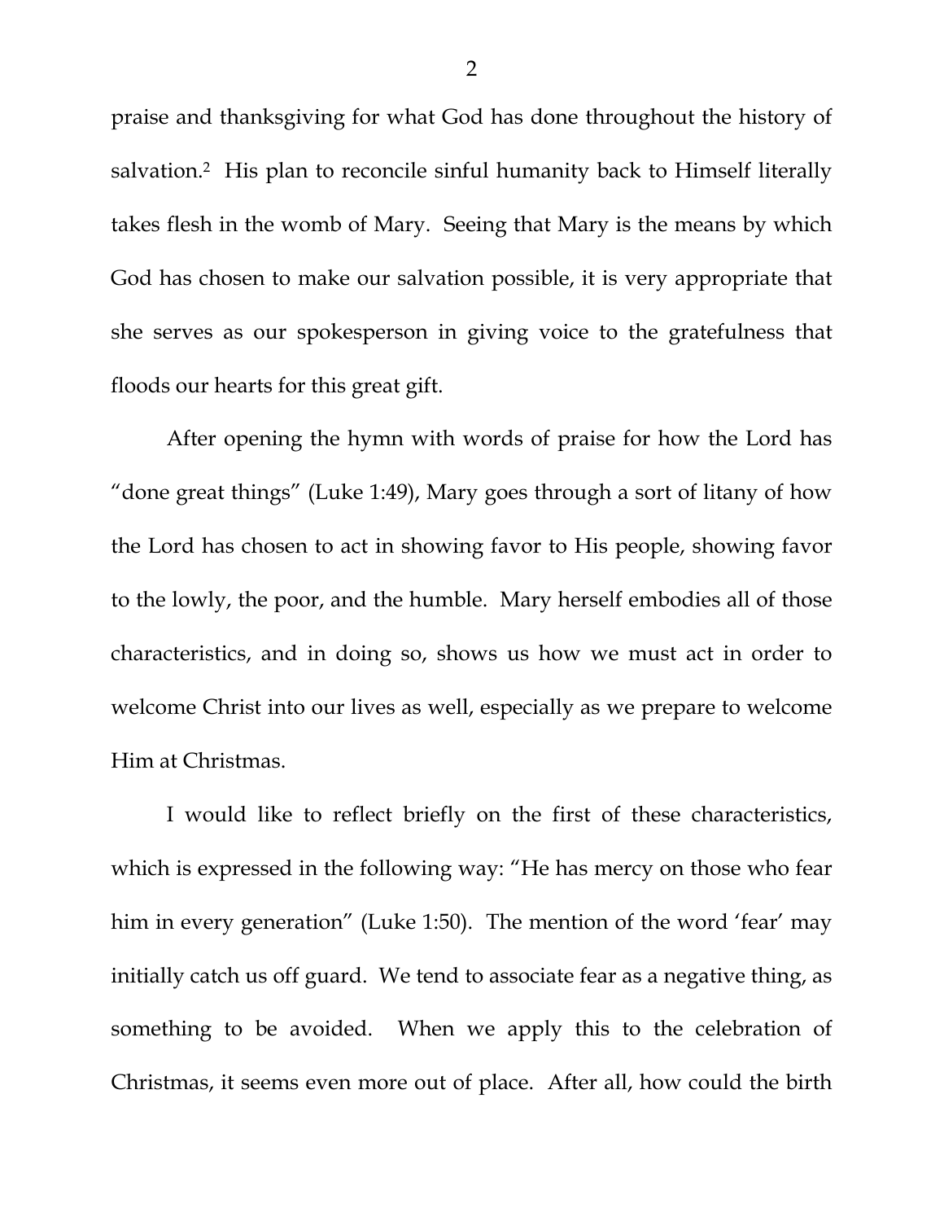praise and thanksgiving for what God has done throughout the history of salvation.[2] His plan to reconcile sinful humanity back to Himself literally takes flesh in the womb of Mary. Seeing that Mary is the means by which God has chosen to make our salvation possible, it is very appropriate that she serves as our spokesperson in giving voice to the gratefulness that floods our hearts for this great gift.

After opening the hymn with words of praise for how the Lord has "done great things" (Luke 1:49), Mary goes through a sort of litany of how the Lord has chosen to act in showing favor to His people, showing favor to the lowly, the poor, and the humble. Mary herself embodies all of those characteristics, and in doing so, shows us how we must act in order to welcome Christ into our lives as well, especially as we prepare to welcome Him at Christmas.

I would like to reflect briefly on the first of these characteristics, which is expressed in the following way: "He has mercy on those who fear him in every generation" (Luke 1:50). The mention of the word 'fear' may initially catch us off guard. We tend to associate fear as a negative thing, as something to be avoided. When we apply this to the celebration of Christmas, it seems even more out of place. After all, how could the birth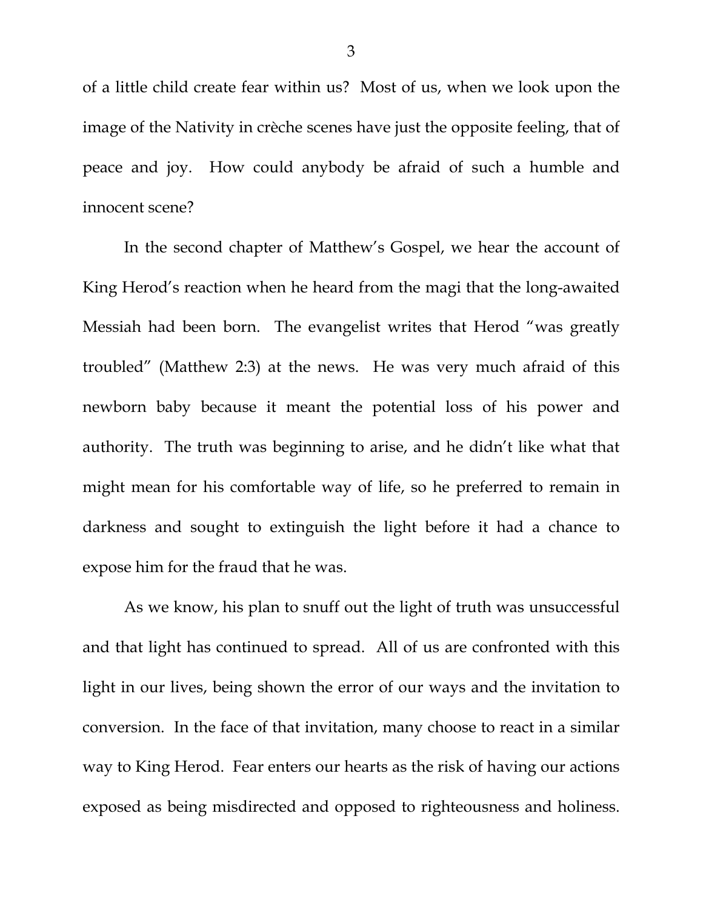of a little child create fear within us? Most of us, when we look upon the image of the Nativity in crèche scenes have just the opposite feeling, that of peace and joy. How could anybody be afraid of such a humble and innocent scene?

In the second chapter of Matthew's Gospel, we hear the account of King Herod's reaction when he heard from the magi that the long-awaited Messiah had been born. The evangelist writes that Herod "was greatly troubled" (Matthew 2:3) at the news. He was very much afraid of this newborn baby because it meant the potential loss of his power and authority. The truth was beginning to arise, and he didn't like what that might mean for his comfortable way of life, so he preferred to remain in darkness and sought to extinguish the light before it had a chance to expose him for the fraud that he was.

As we know, his plan to snuff out the light of truth was unsuccessful and that light has continued to spread. All of us are confronted with this light in our lives, being shown the error of our ways and the invitation to conversion. In the face of that invitation, many choose to react in a similar way to King Herod. Fear enters our hearts as the risk of having our actions exposed as being misdirected and opposed to righteousness and holiness.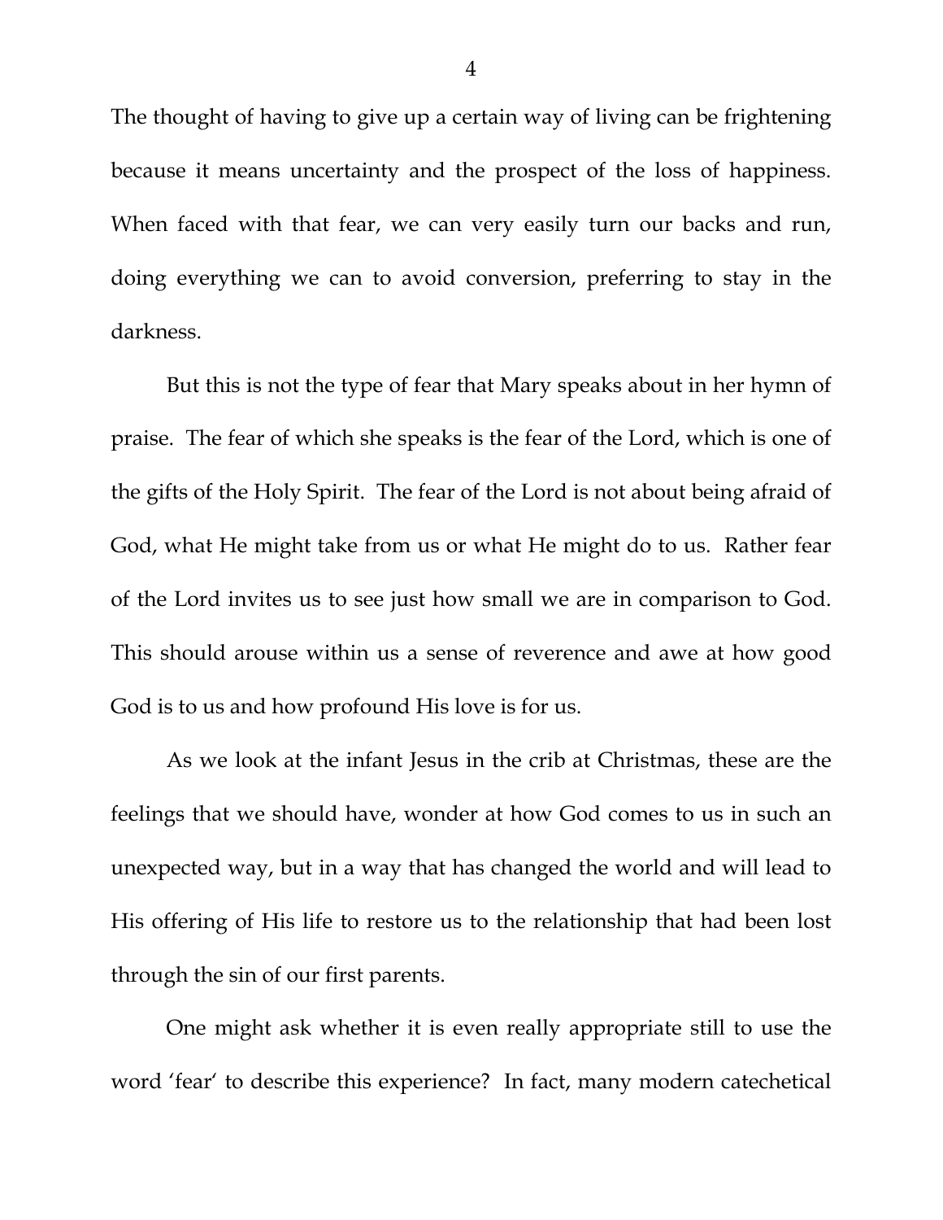The thought of having to give up a certain way of living can be frightening because it means uncertainty and the prospect of the loss of happiness. When faced with that fear, we can very easily turn our backs and run, doing everything we can to avoid conversion, preferring to stay in the darkness.

But this is not the type of fear that Mary speaks about in her hymn of praise. The fear of which she speaks is the fear of the Lord, which is one of the gifts of the Holy Spirit. The fear of the Lord is not about being afraid of God, what He might take from us or what He might do to us. Rather fear of the Lord invites us to see just how small we are in comparison to God. This should arouse within us a sense of reverence and awe at how good God is to us and how profound His love is for us.

As we look at the infant Jesus in the crib at Christmas, these are the feelings that we should have, wonder at how God comes to us in such an unexpected way, but in a way that has changed the world and will lead to His offering of His life to restore us to the relationship that had been lost through the sin of our first parents.

One might ask whether it is even really appropriate still to use the word 'fear' to describe this experience? In fact, many modern catechetical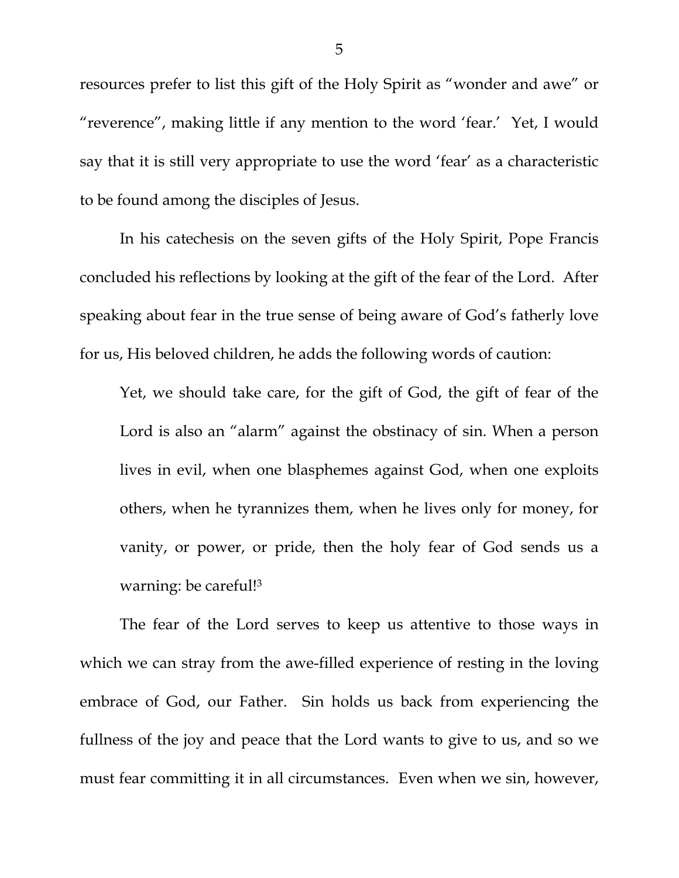resources prefer to list this gift of the Holy Spirit as "wonder and awe" or "reverence", making little if any mention to the word 'fear.' Yet, I would say that it is still very appropriate to use the word 'fear' as a characteristic to be found among the disciples of Jesus.

In his catechesis on the seven gifts of the Holy Spirit, Pope Francis concluded his reflections by looking at the gift of the fear of the Lord. After speaking about fear in the true sense of being aware of God's fatherly love for us, His beloved children, he adds the following words of caution:

> Yet, we should take care, for the gift of God, the gift of fear of the Lord is also an "alarm" against the obstinacy of sin. When a person lives in evil, when one blasphemes against God, when one exploits others, when he tyrannizes them, when he lives only for money, for vanity, or power, or pride, then the holy fear of God sends us a warning: be careful![3]

The fear of the Lord serves to keep us attentive to those ways in which we can stray from the awe-filled experience of resting in the loving embrace of God, our Father. Sin holds us back from experiencing the fullness of the joy and peace that the Lord wants to give to us, and so we must fear committing it in all circumstances. Even when we sin, however,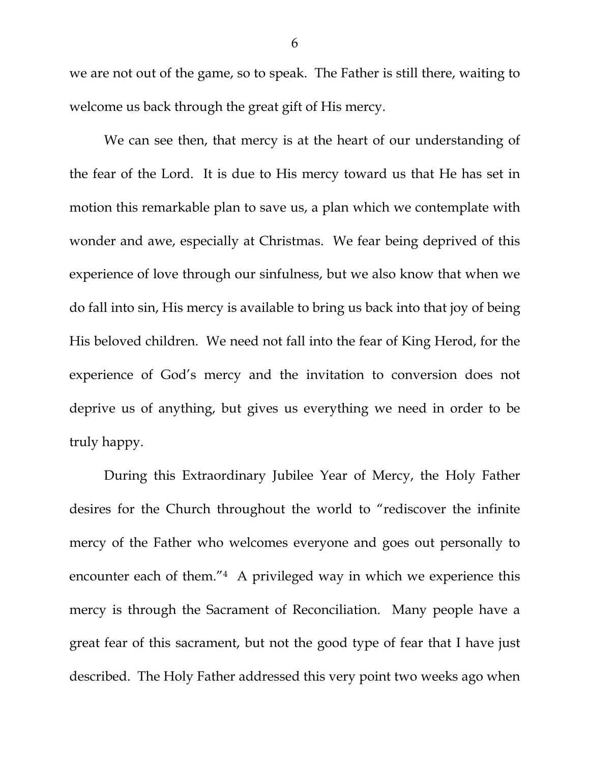we are not out of the game, so to speak. The Father is still there, waiting to welcome us back through the great gift of His mercy.

We can see then, that mercy is at the heart of our understanding of the fear of the Lord. It is due to His mercy toward us that He has set in motion this remarkable plan to save us, a plan which we contemplate with wonder and awe, especially at Christmas. We fear being deprived of this experience of love through our sinfulness, but we also know that when we do fall into sin, His mercy is available to bring us back into that joy of being His beloved children. We need not fall into the fear of King Herod, for the experience of God's mercy and the invitation to conversion does not deprive us of anything, but gives us everything we need in order to be truly happy.

During this Extraordinary Jubilee Year of Mercy, the Holy Father desires for the Church throughout the world to "rediscover the infinite mercy of the Father who welcomes everyone and goes out personally to encounter each of them."[4] A privileged way in which we experience this mercy is through the Sacrament of Reconciliation. Many people have a great fear of this sacrament, but not the good type of fear that I have just described. The Holy Father addressed this very point two weeks ago when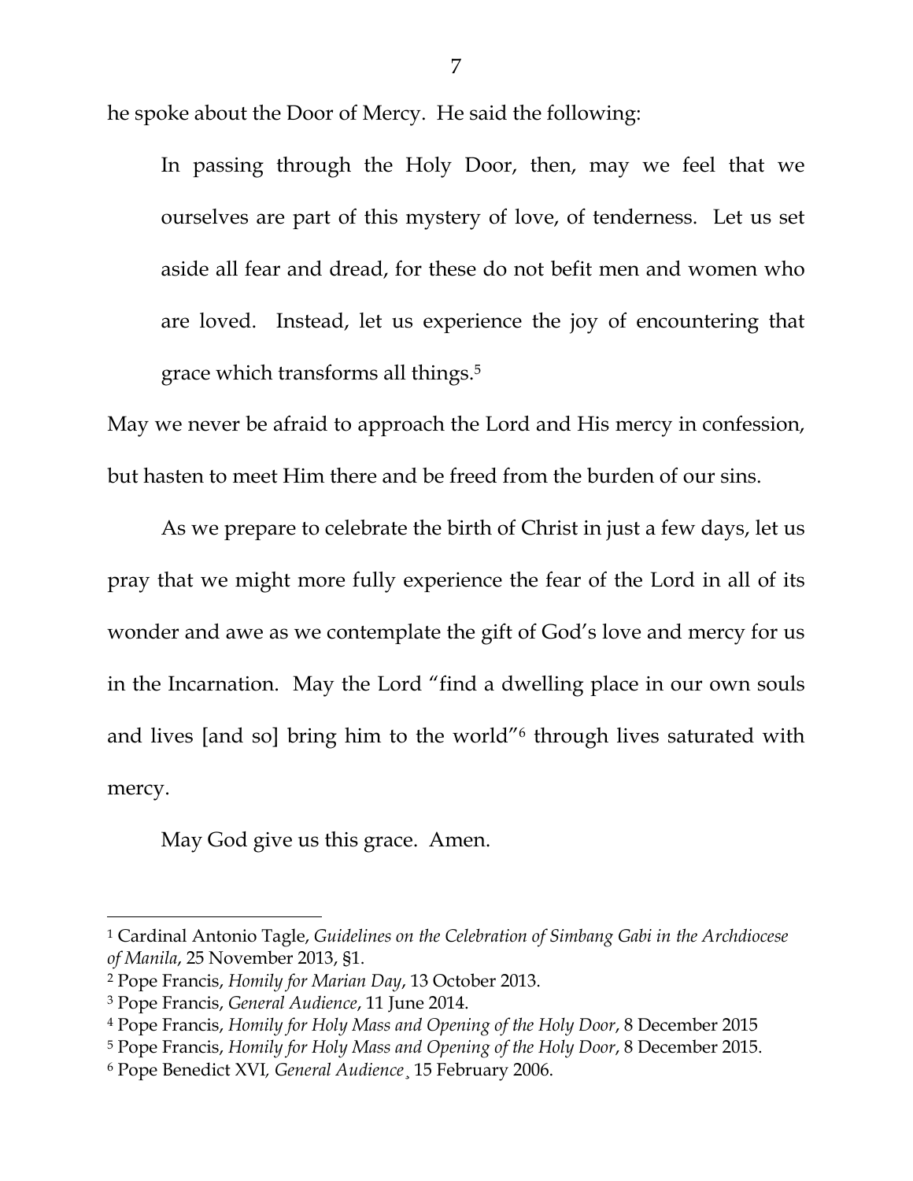he spoke about the Door of Mercy. He said the following:

> In passing through the Holy Door, then, may we feel that we ourselves are part of this mystery of love, of tenderness. Let us set aside all fear and dread, for these do not befit men and women who are loved. Instead, let us experience the joy of encountering that grace which transforms all things.[5]

May we never be afraid to approach the Lord and His mercy in confession, but hasten to meet Him there and be freed from the burden of our sins.

As we prepare to celebrate the birth of Christ in just a few days, let us pray that we might more fully experience the fear of the Lord in all of its wonder and awe as we contemplate the gift of God's love and mercy for us in the Incarnation. May the Lord "find a dwelling place in our own souls and lives [and so] bring him to the world"[6] through lives saturated with mercy.

May God give us this grace. Amen.

---

[1] Cardinal Antonio Tagle, *Guidelines on the Celebration of Simbang Gabi in the Archdiocese of Manila*, 25 November 2013, §1.

[2] Pope Francis, *Homily for Marian Day*, 13 October 2013.

[3] Pope Francis, *General Audience*, 11 June 2014.

[4] Pope Francis, *Homily for Holy Mass and Opening of the Holy Door*, 8 December 2015

[5] Pope Francis, *Homily for Holy Mass and Opening of the Holy Door*, 8 December 2015.

[6] Pope Benedict XVI, *General Audience*¸ 15 February 2006.